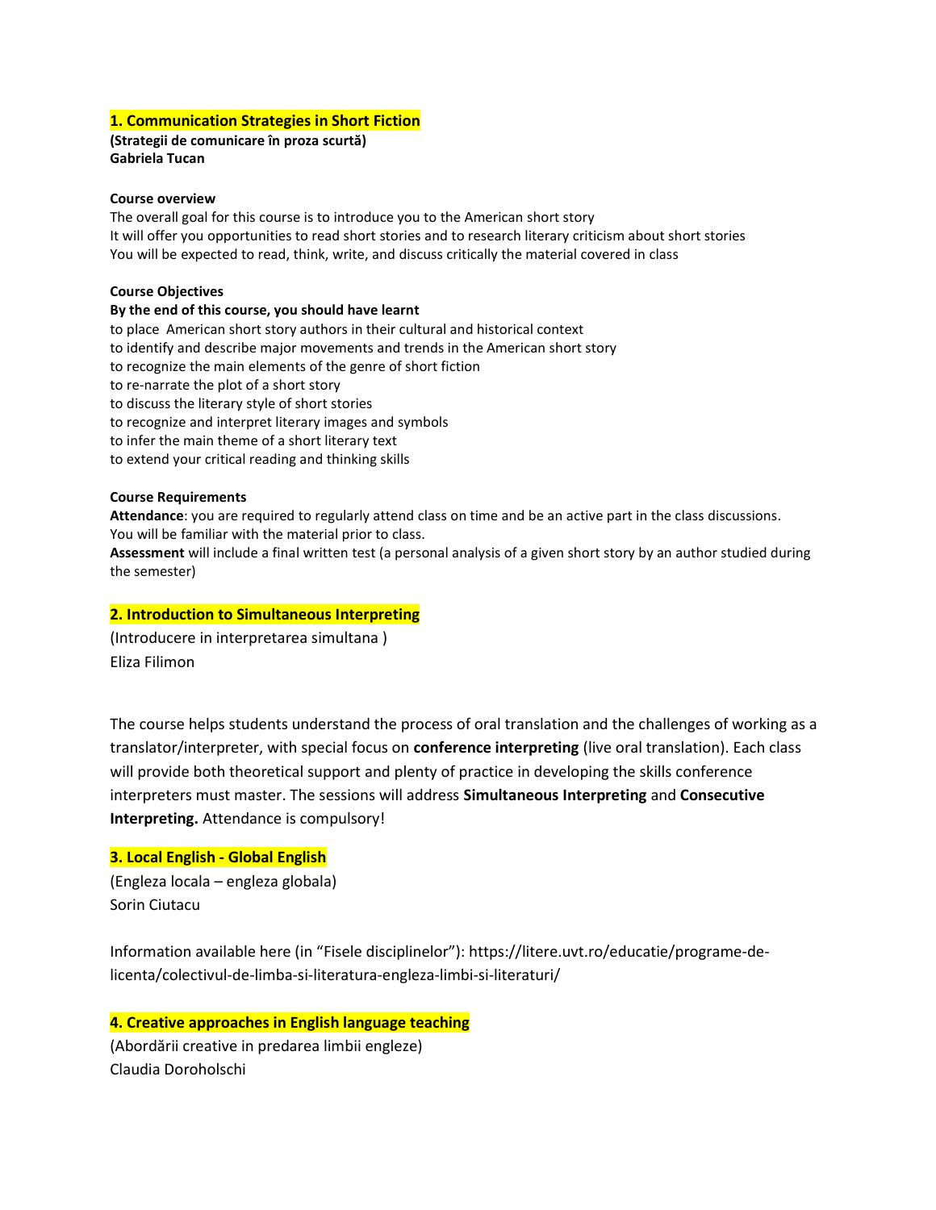## 1. Communication Strategies in Short Fiction

**(Strategii de comunicare în proza scurtă)**
**Gabriela Tucan**

**Course overview**

The overall goal for this course is to introduce you to the American short story
It will offer you opportunities to read short stories and to research literary criticism about short stories
You will be expected to read, think, write, and discuss critically the material covered in class

**Course Objectives**

**By the end of this course, you should have learnt**

to place American short story authors in their cultural and historical context
to identify and describe major movements and trends in the American short story
to recognize the main elements of the genre of short fiction
to re-narrate the plot of a short story
to discuss the literary style of short stories
to recognize and interpret literary images and symbols
to infer the main theme of a short literary text
to extend your critical reading and thinking skills

**Course Requirements**

**Attendance**: you are required to regularly attend class on time and be an active part in the class discussions. You will be familiar with the material prior to class.
**Assessment** will include a final written test (a personal analysis of a given short story by an author studied during the semester)

## 2. Introduction to Simultaneous Interpreting

(Introducere in interpretarea simultana )
Eliza Filimon

The course helps students understand the process of oral translation and the challenges of working as a translator/interpreter, with special focus on **conference interpreting** (live oral translation). Each class will provide both theoretical support and plenty of practice in developing the skills conference interpreters must master. The sessions will address **Simultaneous Interpreting** and **Consecutive Interpreting.** Attendance is compulsory!

## 3. Local English - Global English

(Engleza locala – engleza globala)
Sorin Ciutacu

Information available here (in "Fisele disciplinelor"): https://litere.uvt.ro/educatie/programe-de-licenta/colectivul-de-limba-si-literatura-engleza-limbi-si-literaturi/

## 4. Creative approaches in English language teaching

(Abordării creative in predarea limbii engleze)
Claudia Doroholschi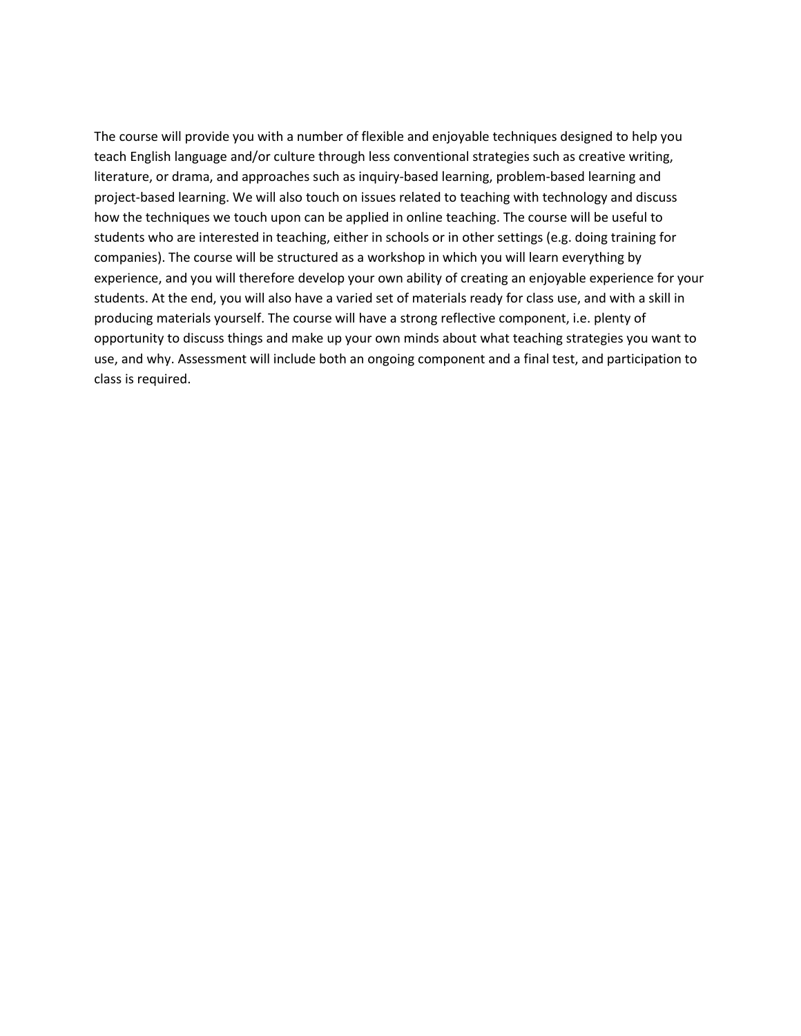The course will provide you with a number of flexible and enjoyable techniques designed to help you teach English language and/or culture through less conventional strategies such as creative writing, literature, or drama, and approaches such as inquiry-based learning, problem-based learning and project-based learning. We will also touch on issues related to teaching with technology and discuss how the techniques we touch upon can be applied in online teaching. The course will be useful to students who are interested in teaching, either in schools or in other settings (e.g. doing training for companies). The course will be structured as a workshop in which you will learn everything by experience, and you will therefore develop your own ability of creating an enjoyable experience for your students. At the end, you will also have a varied set of materials ready for class use, and with a skill in producing materials yourself. The course will have a strong reflective component, i.e. plenty of opportunity to discuss things and make up your own minds about what teaching strategies you want to use, and why. Assessment will include both an ongoing component and a final test, and participation to class is required.